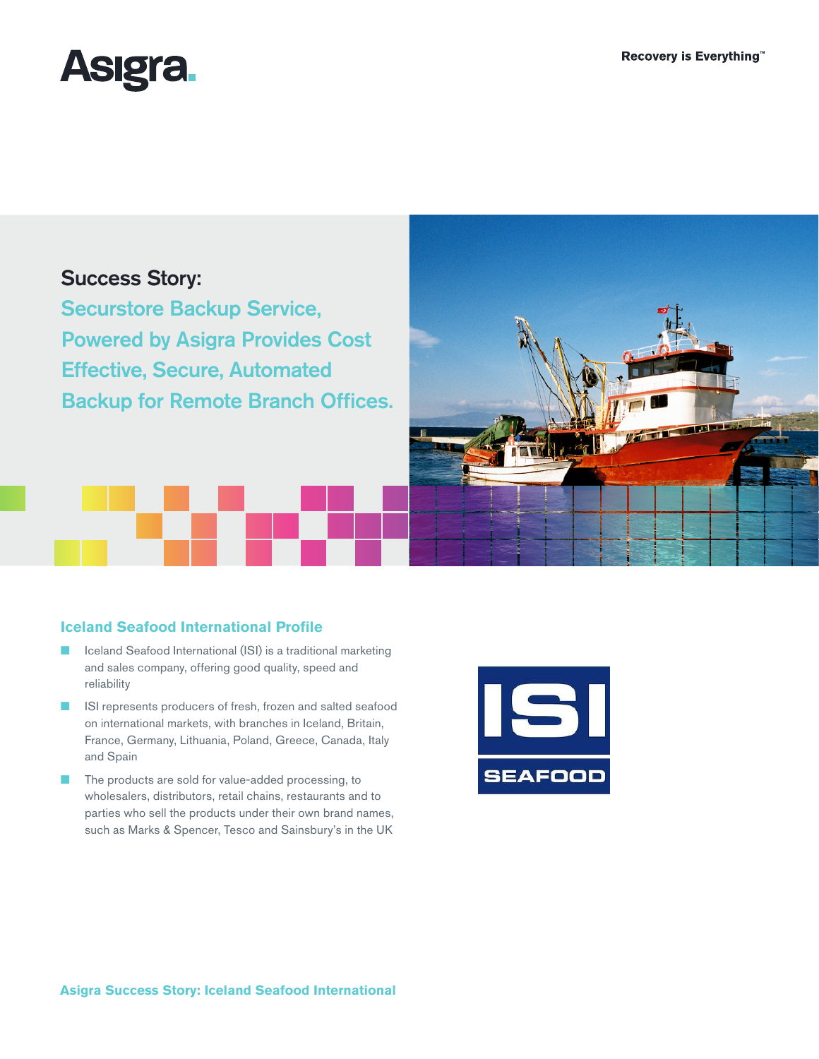Asigra.

Recovery is Everything™

# Success Story:

## Securstore Backup Service, Powered by Asigra Provides Cost Effective, Secure, Automated Backup for Remote Branch Offices.

### Iceland Seafood International Profile

- Iceland Seafood International (ISI) is a traditional marketing and sales company, offering good quality, speed and reliability
- ISI represents producers of fresh, frozen and salted seafood on international markets, with branches in Iceland, Britain, France, Germany, Lithuania, Poland, Greece, Canada, Italy and Spain
- The products are sold for value-added processing, to wholesalers, distributors, retail chains, restaurants and to parties who sell the products under their own brand names, such as Marks & Spencer, Tesco and Sainsbury's in the UK

ISI SEAFOOD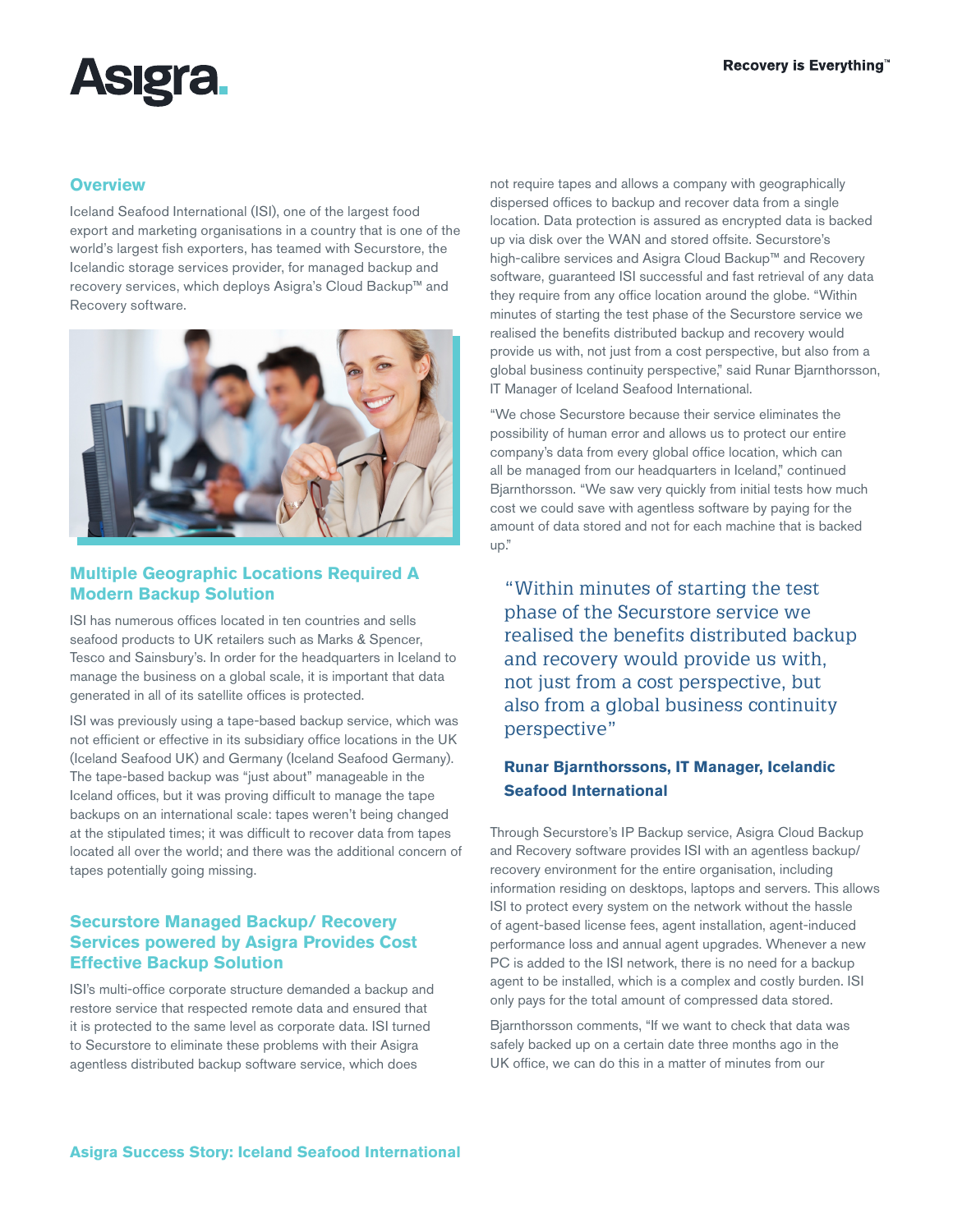## Overview

Iceland Seafood International (ISI), one of the largest food export and marketing organisations in a country that is one of the world's largest fish exporters, has teamed with Securstore, the Icelandic storage services provider, for managed backup and recovery services, which deploys Asigra's Cloud Backup™ and Recovery software.

## Multiple Geographic Locations Required A Modern Backup Solution

ISI has numerous offices located in ten countries and sells seafood products to UK retailers such as Marks & Spencer, Tesco and Sainsbury's. In order for the headquarters in Iceland to manage the business on a global scale, it is important that data generated in all of its satellite offices is protected.

ISI was previously using a tape-based backup service, which was not efficient or effective in its subsidiary office locations in the UK (Iceland Seafood UK) and Germany (Iceland Seafood Germany). The tape-based backup was "just about" manageable in the Iceland offices, but it was proving difficult to manage the tape backups on an international scale: tapes weren't being changed at the stipulated times; it was difficult to recover data from tapes located all over the world; and there was the additional concern of tapes potentially going missing.

## Securstore Managed Backup/ Recovery Services powered by Asigra Provides Cost Effective Backup Solution

ISI's multi-office corporate structure demanded a backup and restore service that respected remote data and ensured that it is protected to the same level as corporate data. ISI turned to Securstore to eliminate these problems with their Asigra agentless distributed backup software service, which does not require tapes and allows a company with geographically dispersed offices to backup and recover data from a single location. Data protection is assured as encrypted data is backed up via disk over the WAN and stored offsite. Securstore's high-calibre services and Asigra Cloud Backup™ and Recovery software, guaranteed ISI successful and fast retrieval of any data they require from any office location around the globe. "Within minutes of starting the test phase of the Securstore service we realised the benefits distributed backup and recovery would provide us with, not just from a cost perspective, but also from a global business continuity perspective," said Runar Bjarnthorsson, IT Manager of Iceland Seafood International.

"We chose Securstore because their service eliminates the possibility of human error and allows us to protect our entire company's data from every global office location, which can all be managed from our headquarters in Iceland," continued Bjarnthorsson. "We saw very quickly from initial tests how much cost we could save with agentless software by paying for the amount of data stored and not for each machine that is backed up."

> "Within minutes of starting the test phase of the Securstore service we realised the benefits distributed backup and recovery would provide us with, not just from a cost perspective, but also from a global business continuity perspective"
>
> **Runar Bjarnthorssons, IT Manager, Icelandic Seafood International**

Through Securstore's IP Backup service, Asigra Cloud Backup and Recovery software provides ISI with an agentless backup/recovery environment for the entire organisation, including information residing on desktops, laptops and servers. This allows ISI to protect every system on the network without the hassle of agent-based license fees, agent installation, agent-induced performance loss and annual agent upgrades. Whenever a new PC is added to the ISI network, there is no need for a backup agent to be installed, which is a complex and costly burden. ISI only pays for the total amount of compressed data stored.

Bjarnthorsson comments, "If we want to check that data was safely backed up on a certain date three months ago in the UK office, we can do this in a matter of minutes from our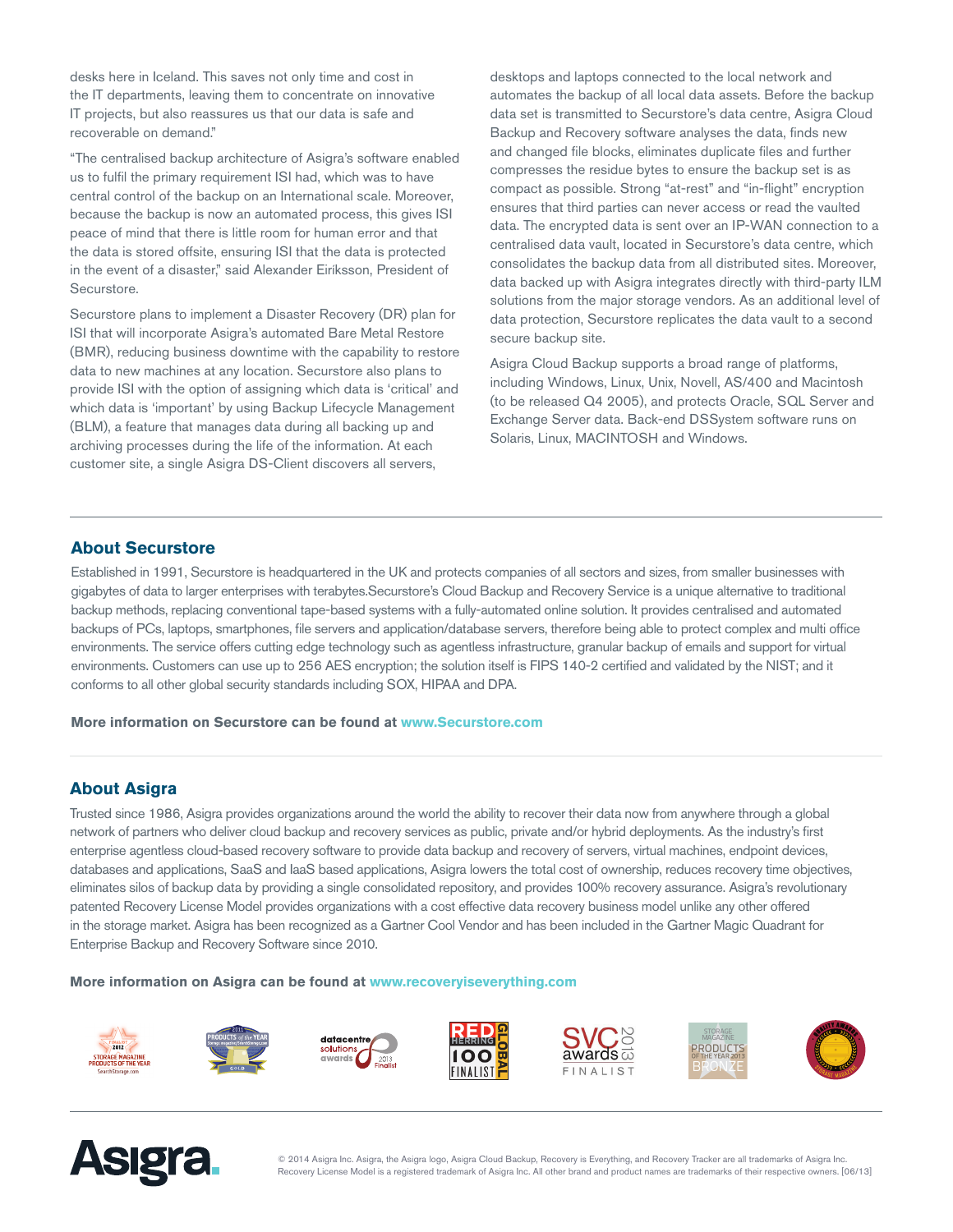desks here in Iceland. This saves not only time and cost in the IT departments, leaving them to concentrate on innovative IT projects, but also reassures us that our data is safe and recoverable on demand."

"The centralised backup architecture of Asigra's software enabled us to fulfil the primary requirement ISI had, which was to have central control of the backup on an International scale. Moreover, because the backup is now an automated process, this gives ISI peace of mind that there is little room for human error and that the data is stored offsite, ensuring ISI that the data is protected in the event of a disaster," said Alexander Eiriksson, President of Securstore.

Securstore plans to implement a Disaster Recovery (DR) plan for ISI that will incorporate Asigra's automated Bare Metal Restore (BMR), reducing business downtime with the capability to restore data to new machines at any location. Securstore also plans to provide ISI with the option of assigning which data is 'critical' and which data is 'important' by using Backup Lifecycle Management (BLM), a feature that manages data during all backing up and archiving processes during the life of the information. At each customer site, a single Asigra DS-Client discovers all servers, desktops and laptops connected to the local network and automates the backup of all local data assets. Before the backup data set is transmitted to Securstore's data centre, Asigra Cloud Backup and Recovery software analyses the data, finds new and changed file blocks, eliminates duplicate files and further compresses the residue bytes to ensure the backup set is as compact as possible. Strong "at-rest" and "in-flight" encryption ensures that third parties can never access or read the vaulted data. The encrypted data is sent over an IP-WAN connection to a centralised data vault, located in Securstore's data centre, which consolidates the backup data from all distributed sites. Moreover, data backed up with Asigra integrates directly with third-party ILM solutions from the major storage vendors. As an additional level of data protection, Securstore replicates the data vault to a second secure backup site.

Asigra Cloud Backup supports a broad range of platforms, including Windows, Linux, Unix, Novell, AS/400 and Macintosh (to be released Q4 2005), and protects Oracle, SQL Server and Exchange Server data. Back-end DSSystem software runs on Solaris, Linux, MACINTOSH and Windows.

## About Securstore

Established in 1991, Securstore is headquartered in the UK and protects companies of all sectors and sizes, from smaller businesses with gigabytes of data to larger enterprises with terabytes.Securstore's Cloud Backup and Recovery Service is a unique alternative to traditional backup methods, replacing conventional tape-based systems with a fully-automated online solution. It provides centralised and automated backups of PCs, laptops, smartphones, file servers and application/database servers, therefore being able to protect complex and multi office environments. The service offers cutting edge technology such as agentless infrastructure, granular backup of emails and support for virtual environments. Customers can use up to 256 AES encryption; the solution itself is FIPS 140-2 certified and validated by the NIST; and it conforms to all other global security standards including SOX, HIPAA and DPA.

**More information on Securstore can be found at www.Securstore.com**

## About Asigra

Trusted since 1986, Asigra provides organizations around the world the ability to recover their data now from anywhere through a global network of partners who deliver cloud backup and recovery services as public, private and/or hybrid deployments. As the industry's first enterprise agentless cloud-based recovery software to provide data backup and recovery of servers, virtual machines, endpoint devices, databases and applications, SaaS and IaaS based applications, Asigra lowers the total cost of ownership, reduces recovery time objectives, eliminates silos of backup data by providing a single consolidated repository, and provides 100% recovery assurance. Asigra's revolutionary patented Recovery License Model provides organizations with a cost effective data recovery business model unlike any other offered in the storage market. Asigra has been recognized as a Gartner Cool Vendor and has been included in the Gartner Magic Quadrant for Enterprise Backup and Recovery Software since 2010.

**More information on Asigra can be found at www.recoveryiseverything.com**

© 2014 Asigra Inc. Asigra, the Asigra logo, Asigra Cloud Backup, Recovery is Everything, and Recovery Tracker are all trademarks of Asigra Inc. Recovery License Model is a registered trademark of Asigra Inc. All other brand and product names are trademarks of their respective owners. [06/13]